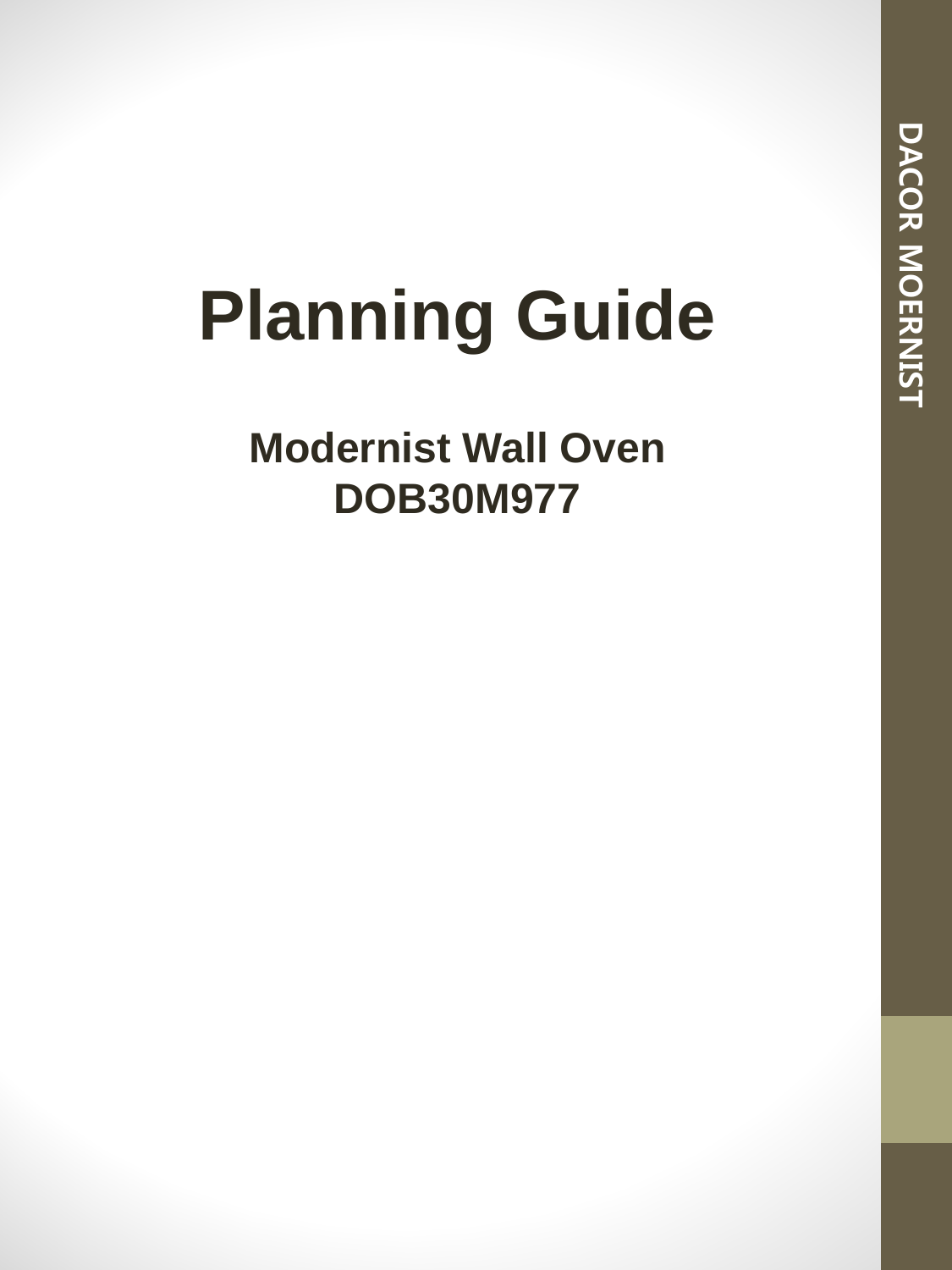# Planning Guide

## Modernist Wall Oven
## DOB30M977

DACOR MOERNIST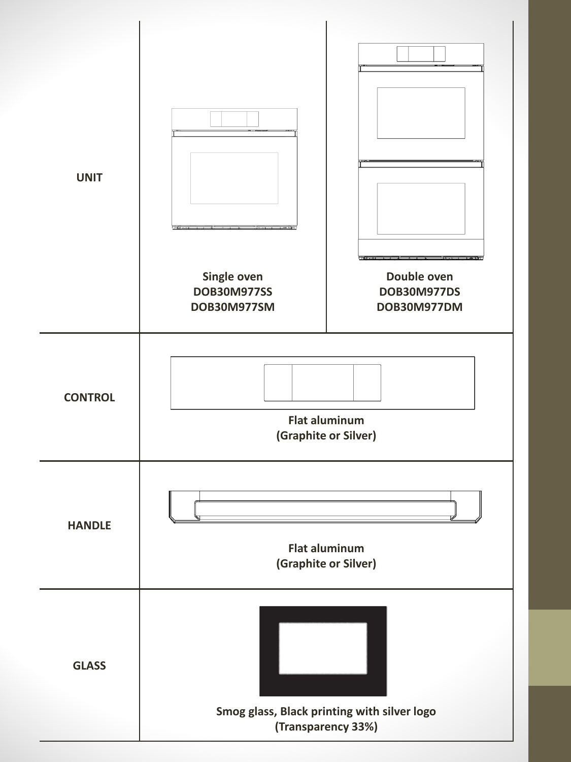| | | |
|---|---|---|
| **UNIT** | **Single oven**<br>**DOB30M977SS**<br>**DOB30M977SM** | **Double oven**<br>**DOB30M977DS**<br>**DOB30M977DM** |
| **CONTROL** | **Flat aluminum**<br>**(Graphite or Silver)** | |
| **HANDLE** | **Flat aluminum**<br>**(Graphite or Silver)** | |
| **GLASS** | **Smog glass, Black printing with silver logo**<br>**(Transparency 33%)** | |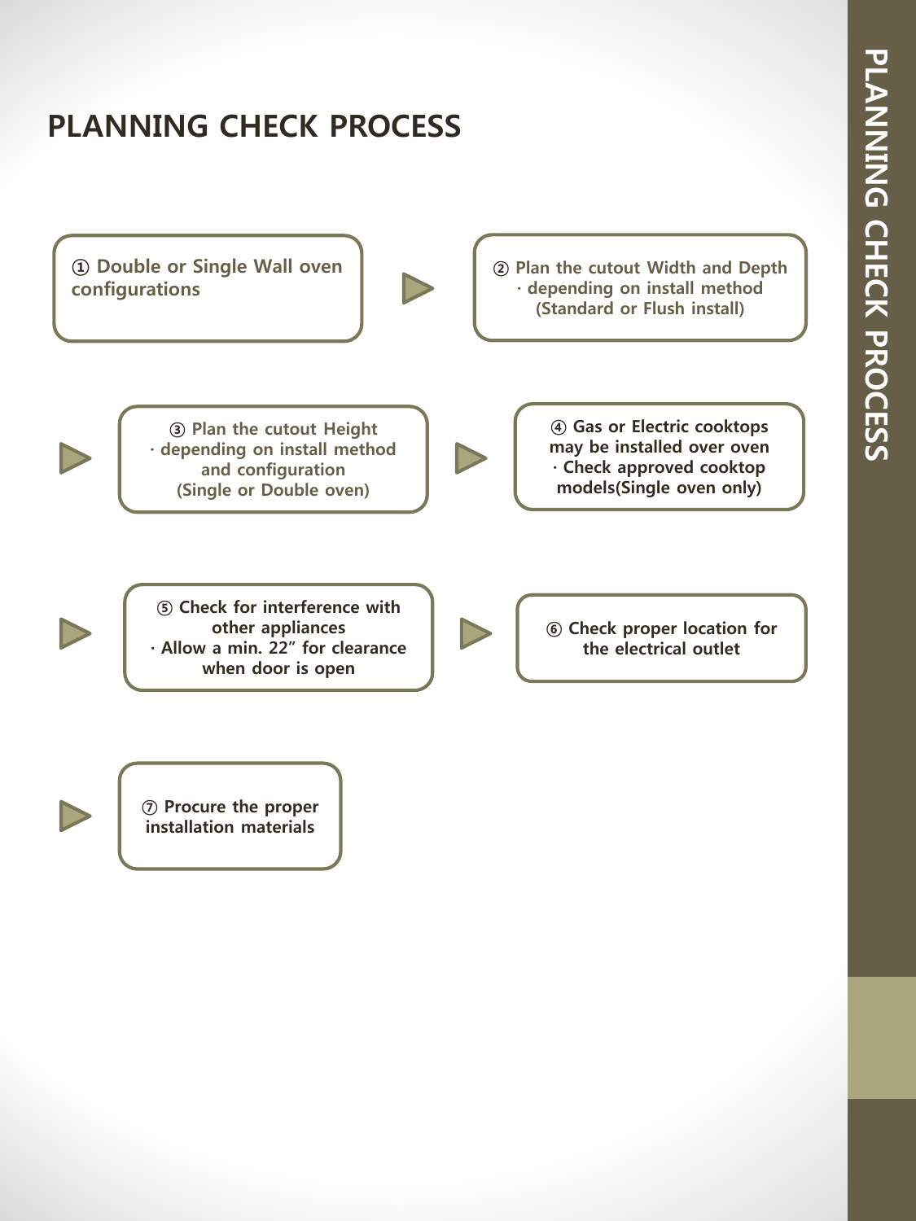# PLANNING CHECK PROCESS

① Double or Single Wall oven configurations

② Plan the cutout Width and Depth
· depending on install method (Standard or Flush install)

③ Plan the cutout Height
· depending on install method and configuration (Single or Double oven)

④ Gas or Electric cooktops may be installed over oven
· Check approved cooktop models(Single oven only)

⑤ Check for interference with other appliances
· Allow a min. 22" for clearance when door is open

⑥ Check proper location for the electrical outlet

⑦ Procure the proper installation materials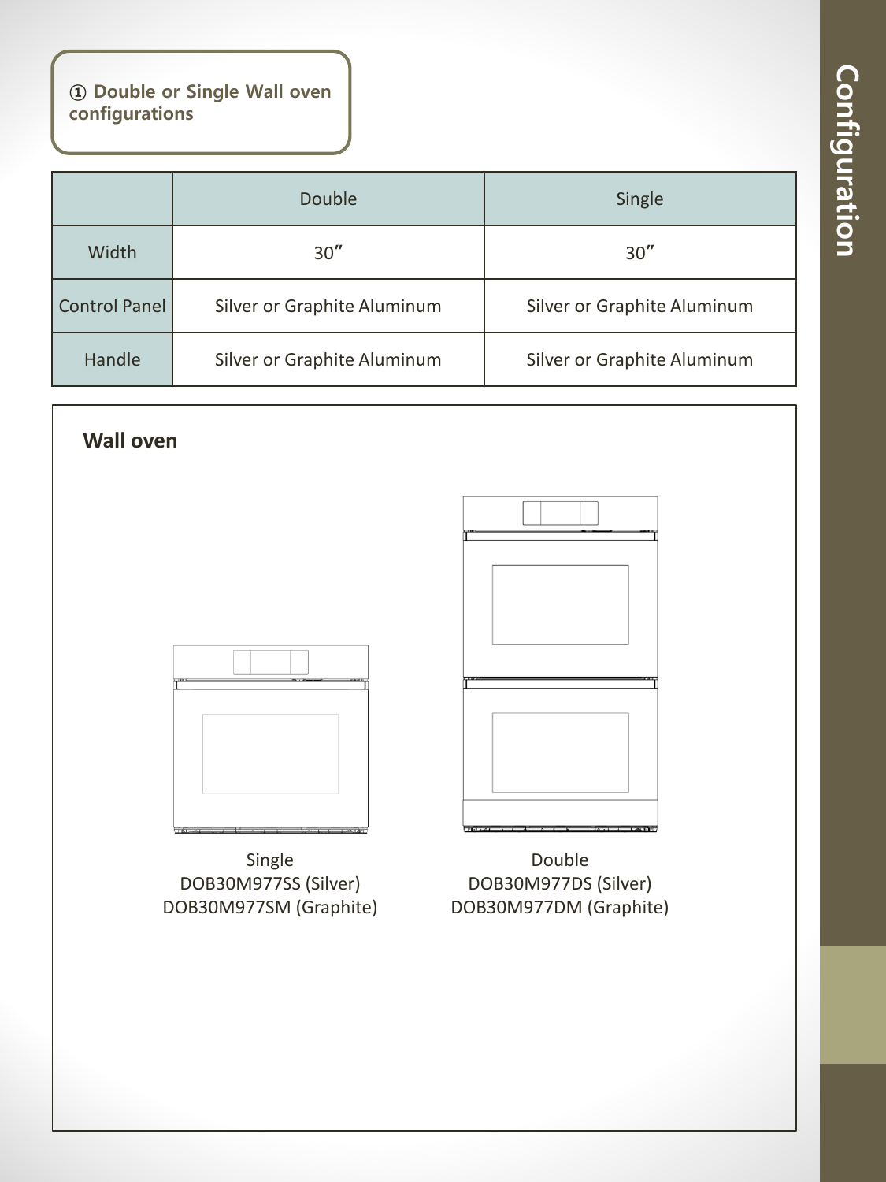① Double or Single Wall oven configurations

|  | Double | Single |
|---|---|---|
| Width | 30″ | 30″ |
| Control Panel | Silver or Graphite Aluminum | Silver or Graphite Aluminum |
| Handle | Silver or Graphite Aluminum | Silver or Graphite Aluminum |

**Wall oven**

Single
DOB30M977SS (Silver)
DOB30M977SM (Graphite)

Double
DOB30M977DS (Silver)
DOB30M977DM (Graphite)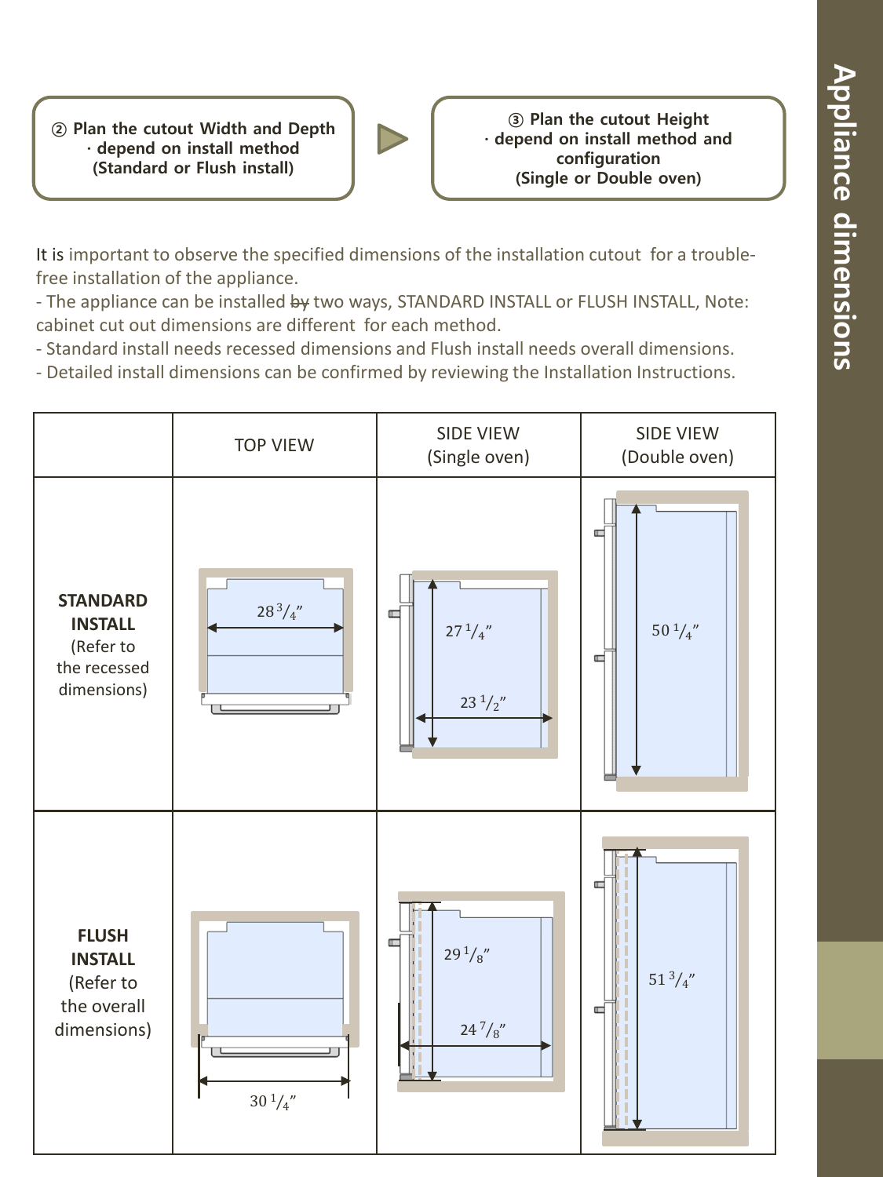## Appliance dimensions

② Plan the cutout Width and Depth
· depend on install method
(Standard or Flush install)

③ Plan the cutout Height
· depend on install method and configuration
(Single or Double oven)

It is important to observe the specified dimensions of the installation cutout for a trouble-free installation of the appliance.

- The appliance can be installed ~~by~~ two ways, STANDARD INSTALL or FLUSH INSTALL, Note: cabinet cut out dimensions are different for each method.
- Standard install needs recessed dimensions and Flush install needs overall dimensions.
- Detailed install dimensions can be confirmed by reviewing the Installation Instructions.

| | TOP VIEW | SIDE VIEW (Single oven) | SIDE VIEW (Double oven) |
|---|---|---|---|
| **STANDARD INSTALL** (Refer to the recessed dimensions) | 28 3/4" | 27 1/4", 23 1/2" | 50 1/4" |
| **FLUSH INSTALL** (Refer to the overall dimensions) | 30 1/4" | 29 1/8", 24 7/8" | 51 3/4" |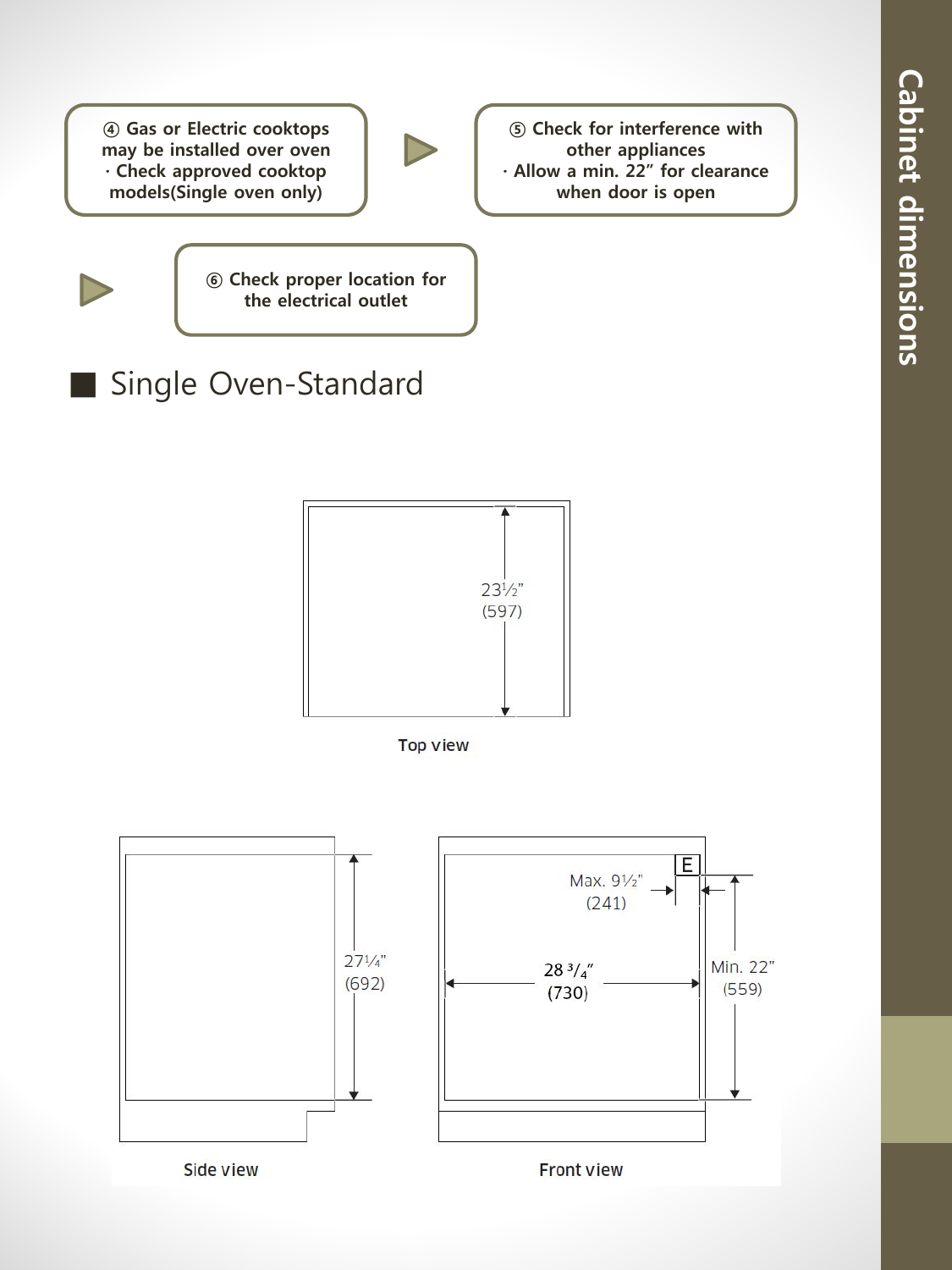④ Gas or Electric cooktops may be installed over oven
· Check approved cooktop models(Single oven only)

⑤ Check for interference with other appliances
· Allow a min. 22" for clearance when door is open

⑥ Check proper location for the electrical outlet

## Single Oven-Standard

23½"
(597)

Top view

27¼"
(692)

Side view

E

Max. 9½"
(241)

28 ¾"
(730)

Min. 22"
(559)

Front view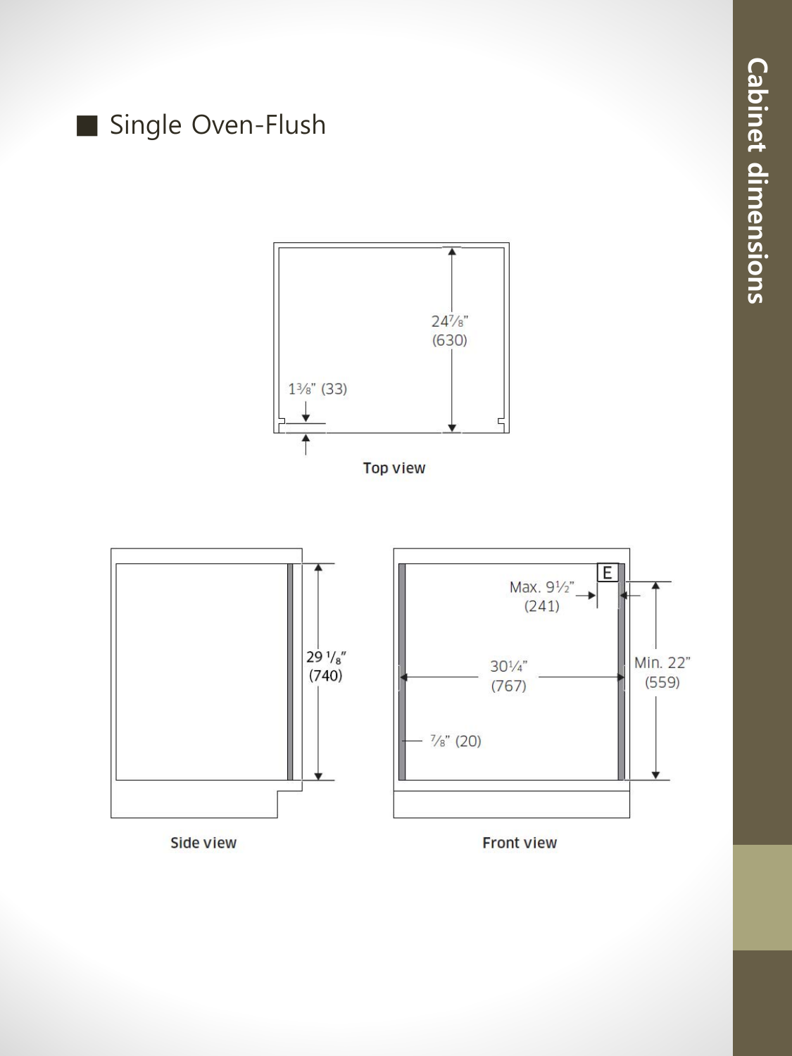## Single Oven-Flush

24⅞" (630)

1⅜" (33)

Top view

29 ⅛" (740)

Side view

E

Max. 9½" (241)

30¼" (767)

Min. 22" (559)

⅞" (20)

Front view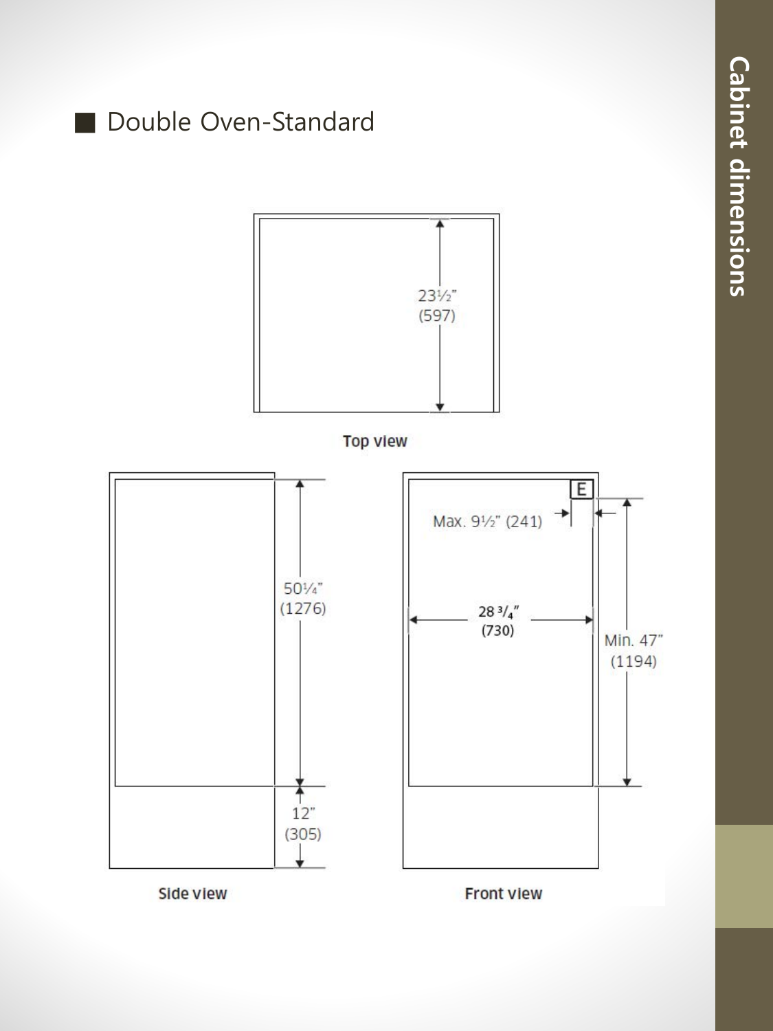## Double Oven-Standard

23½" (597)

**Top view**

50¼" (1276)

12" (305)

**Side view**

E

Max. 9½" (241)

28 3/4" (730)

Min. 47" (1194)

**Front view**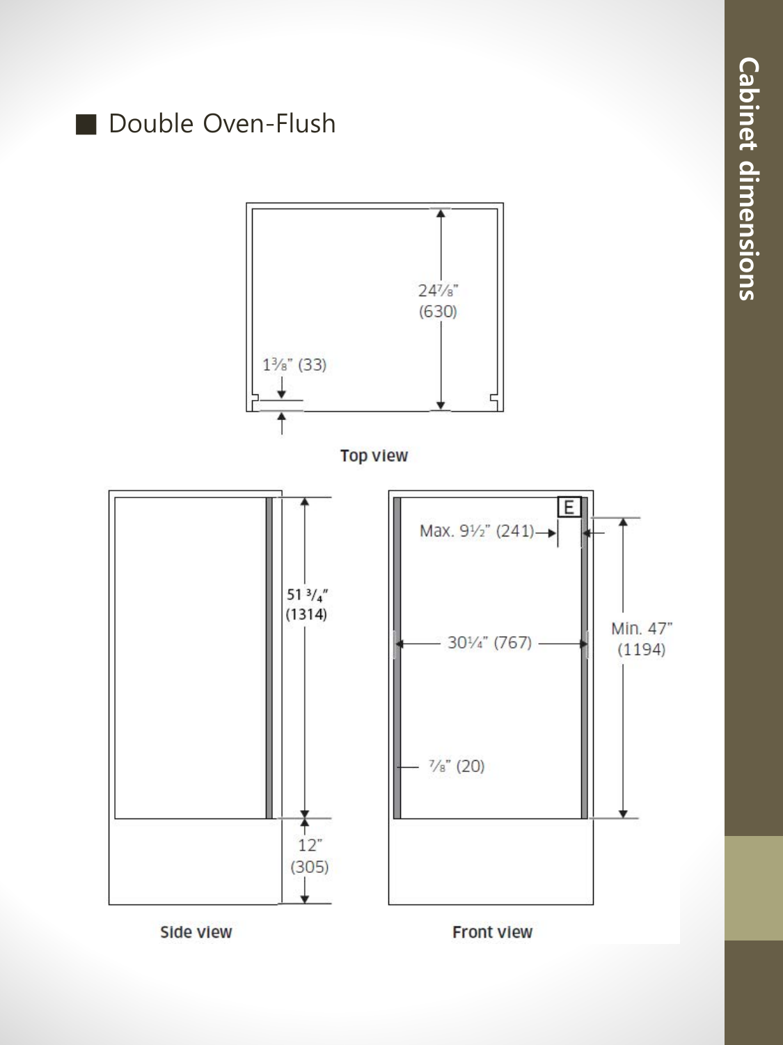## Double Oven-Flush

24⅞" (630)

1⅜" (33)

Top view

51 ¾" (1314)

12" (305)

Side view

E

Max. 9½" (241)

30¼" (767)

Min. 47" (1194)

⅞" (20)

Front view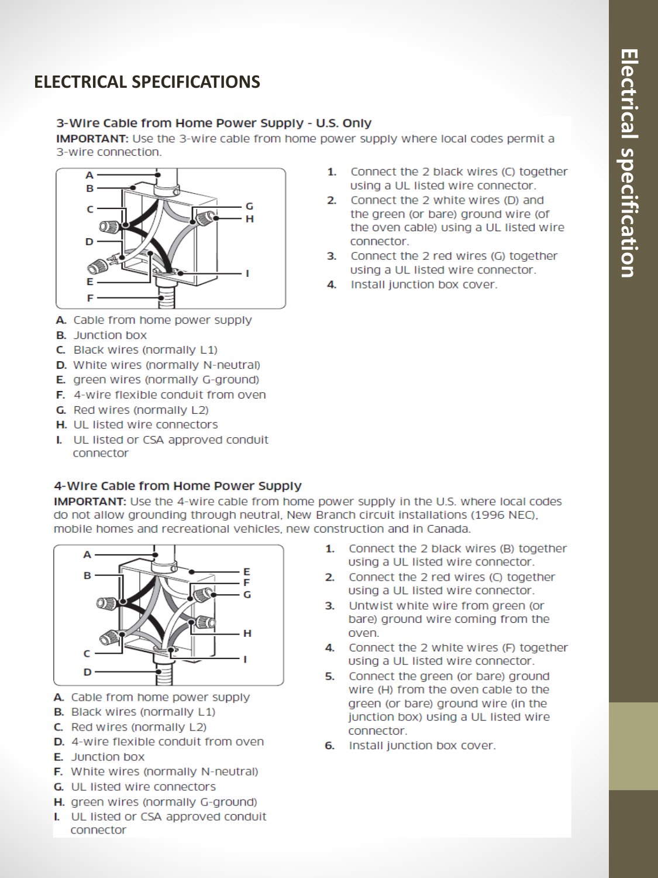## ELECTRICAL SPECIFICATIONS

### 3-Wire Cable from Home Power Supply - U.S. Only

**IMPORTANT:** Use the 3-wire cable from home power supply where local codes permit a 3-wire connection.

1. Connect the 2 black wires (C) together using a UL listed wire connector.
2. Connect the 2 white wires (D) and the green (or bare) ground wire (of the oven cable) using a UL listed wire connector.
3. Connect the 2 red wires (G) together using a UL listed wire connector.
4. Install junction box cover.

**A.** Cable from home power supply
**B.** Junction box
**C.** Black wires (normally L1)
**D.** White wires (normally N-neutral)
**E.** green wires (normally G-ground)
**F.** 4-wire flexible conduit from oven
**G.** Red wires (normally L2)
**H.** UL listed wire connectors
**I.** UL listed or CSA approved conduit connector

### 4-Wire Cable from Home Power Supply

**IMPORTANT:** Use the 4-wire cable from home power supply in the U.S. where local codes do not allow grounding through neutral, New Branch circuit installations (1996 NEC), mobile homes and recreational vehicles, new construction and in Canada.

1. Connect the 2 black wires (B) together using a UL listed wire connector.
2. Connect the 2 red wires (C) together using a UL listed wire connector.
3. Untwist white wire from green (or bare) ground wire coming from the oven.
4. Connect the 2 white wires (F) together using a UL listed wire connector.
5. Connect the green (or bare) ground wire (H) from the oven cable to the green (or bare) ground wire (in the junction box) using a UL listed wire connector.
6. Install junction box cover.

**A.** Cable from home power supply
**B.** Black wires (normally L1)
**C.** Red wires (normally L2)
**D.** 4-wire flexible conduit from oven
**E.** Junction box
**F.** White wires (normally N-neutral)
**G.** UL listed wire connectors
**H.** green wires (normally G-ground)
**I.** UL listed or CSA approved conduit connector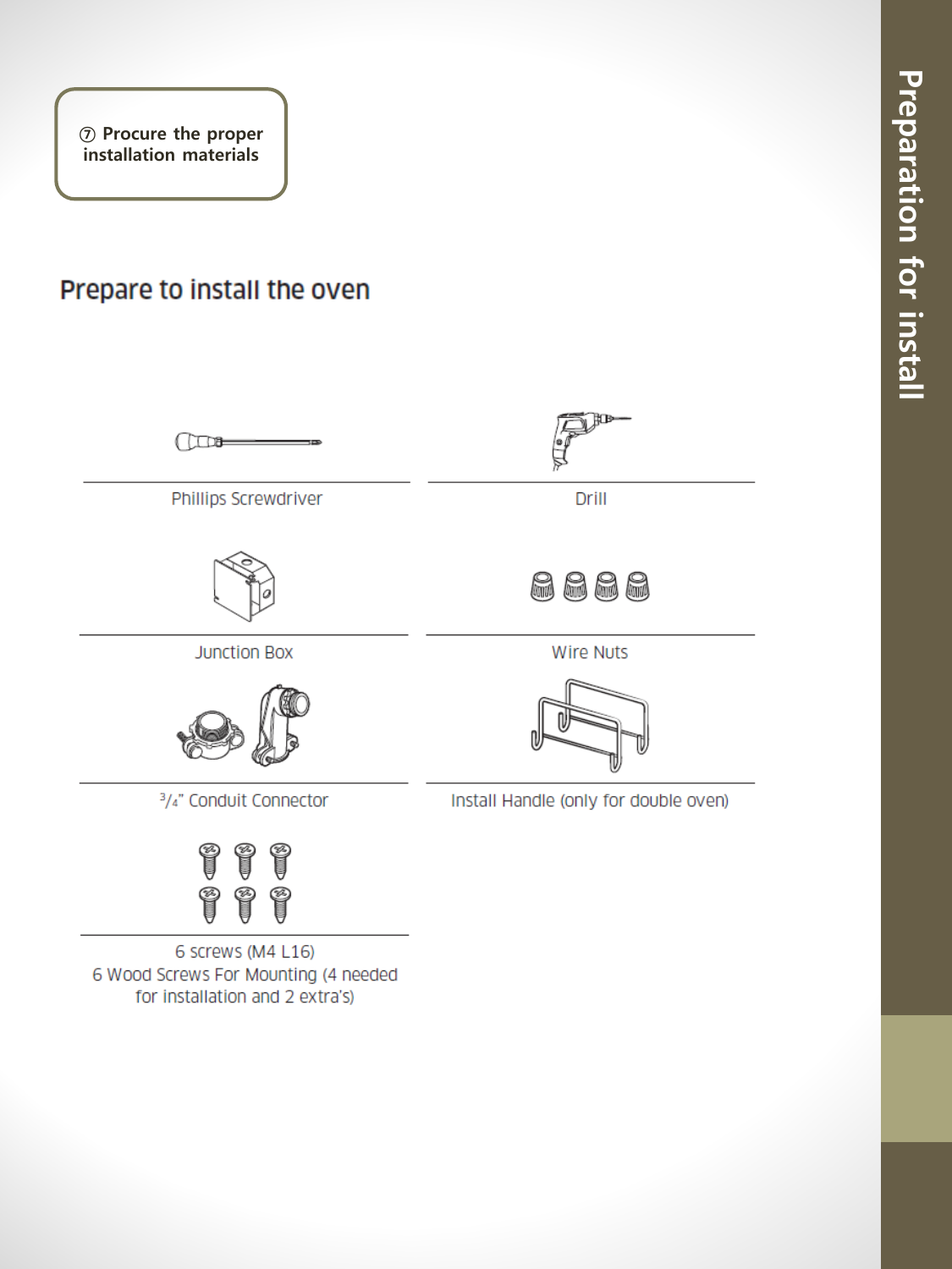⑦ Procure the proper installation materials

## Prepare to install the oven

Phillips Screwdriver

Drill

Junction Box

Wire Nuts

3/4" Conduit Connector

Install Handle (only for double oven)

6 screws (M4 L16)
6 Wood Screws For Mounting (4 needed for installation and 2 extra's)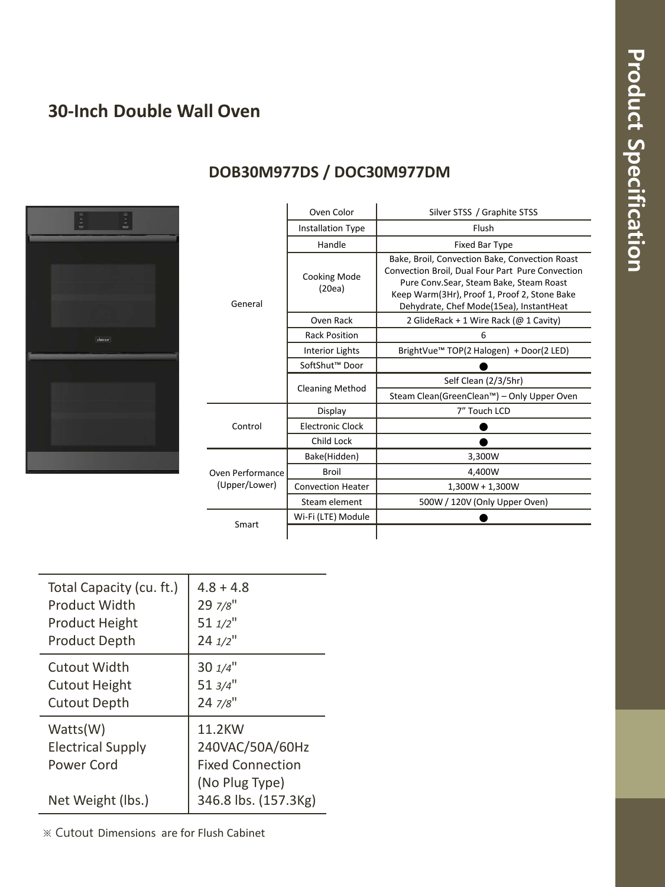## 30-Inch Double Wall Oven

### DOB30M977DS / DOC30M977DM

| | | |
|---|---|---|
| General | Oven Color | Silver STSS / Graphite STSS |
| | Installation Type | Flush |
| | Handle | Fixed Bar Type |
| | Cooking Mode (20ea) | Bake, Broil, Convection Bake, Convection Roast Convection Broil, Dual Four Part Pure Convection Pure Conv.Sear, Steam Bake, Steam Roast Keep Warm(3Hr), Proof 1, Proof 2, Stone Bake Dehydrate, Chef Mode(15ea), InstantHeat |
| | Oven Rack | 2 GlideRack + 1 Wire Rack (@ 1 Cavity) |
| | Rack Position | 6 |
| | Interior Lights | BrightVue™ TOP(2 Halogen) + Door(2 LED) |
| | SoftShut™ Door | ● |
| | Cleaning Method | Self Clean (2/3/5hr) |
| | | Steam Clean(GreenClean™) – Only Upper Oven |
| Control | Display | 7" Touch LCD |
| | Electronic Clock | ● |
| | Child Lock | ● |
| Oven Performance (Upper/Lower) | Bake(Hidden) | 3,300W |
| | Broil | 4,400W |
| | Convection Heater | 1,300W + 1,300W |
| | Steam element | 500W / 120V (Only Upper Oven) |
| Smart | Wi-Fi (LTE) Module | ● |
| | | |

| | |
|---|---|
| Total Capacity (cu. ft.) | 4.8 + 4.8 |
| Product Width | 29 7/8" |
| Product Height | 51 1/2" |
| Product Depth | 24 1/2" |
| Cutout Width | 30 1/4" |
| Cutout Height | 51 3/4" |
| Cutout Depth | 24 7/8" |
| Watts(W) | 11.2KW |
| Electrical Supply | 240VAC/50A/60Hz |
| Power Cord | Fixed Connection (No Plug Type) |
| Net Weight (lbs.) | 346.8 lbs. (157.3Kg) |

※ Cutout Dimensions are for Flush Cabinet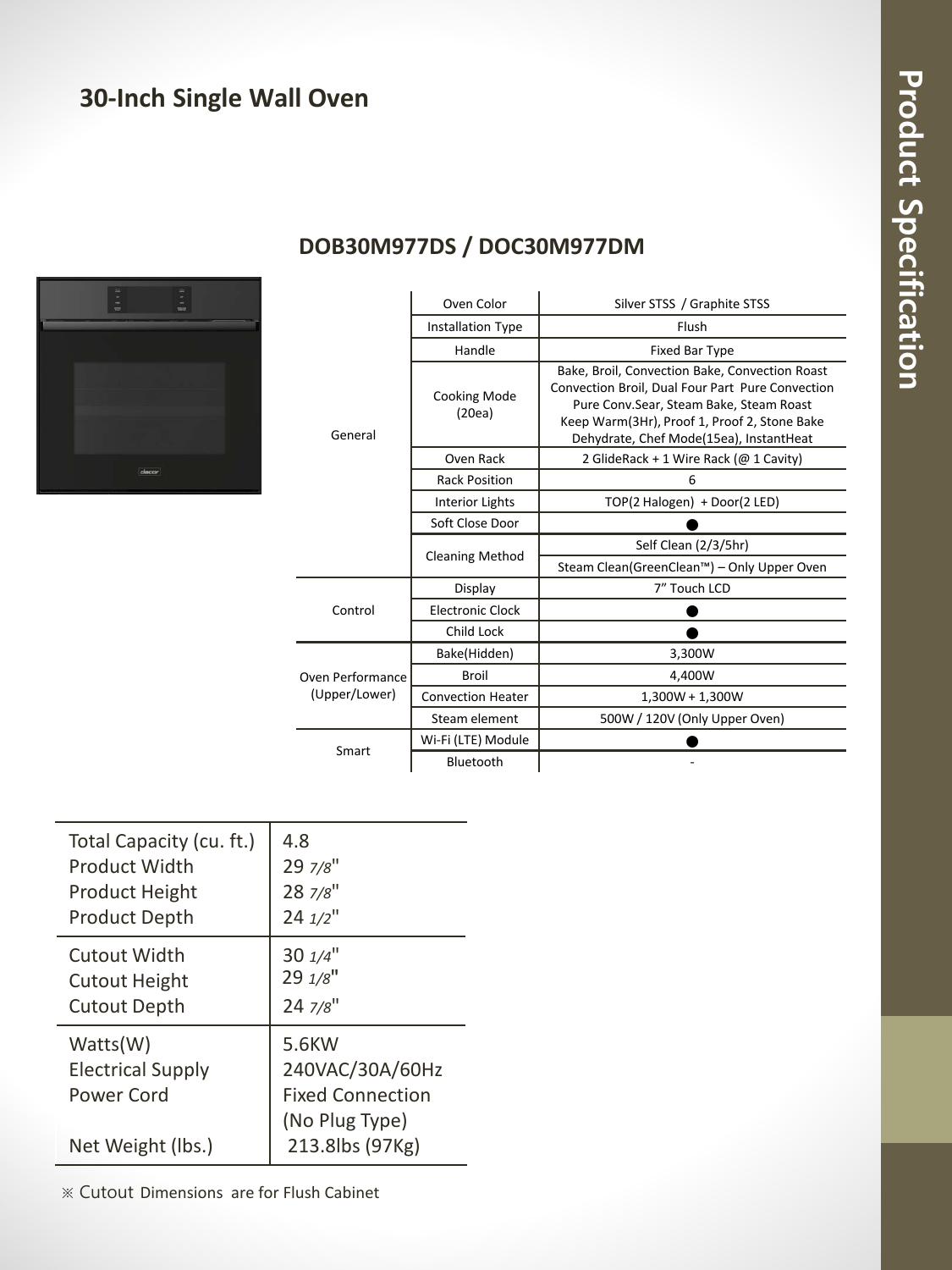# 30-Inch Single Wall Oven

## DOB30M977DS / DOC30M977DM

| | | |
|---|---|---|
| General | Oven Color | Silver STSS / Graphite STSS |
| | Installation Type | Flush |
| | Handle | Fixed Bar Type |
| | Cooking Mode (20ea) | Bake, Broil, Convection Bake, Convection Roast Convection Broil, Dual Four Part Pure Convection Pure Conv.Sear, Steam Bake, Steam Roast Keep Warm(3Hr), Proof 1, Proof 2, Stone Bake Dehydrate, Chef Mode(15ea), InstantHeat |
| | Oven Rack | 2 GlideRack + 1 Wire Rack (@ 1 Cavity) |
| | Rack Position | 6 |
| | Interior Lights | TOP(2 Halogen) + Door(2 LED) |
| | Soft Close Door | ● |
| | Cleaning Method | Self Clean (2/3/5hr) |
| | | Steam Clean(GreenClean™) – Only Upper Oven |
| Control | Display | 7" Touch LCD |
| | Electronic Clock | ● |
| | Child Lock | ● |
| Oven Performance (Upper/Lower) | Bake(Hidden) | 3,300W |
| | Broil | 4,400W |
| | Convection Heater | 1,300W + 1,300W |
| | Steam element | 500W / 120V (Only Upper Oven) |
| Smart | Wi-Fi (LTE) Module | ● |
| | Bluetooth | - |

| | |
|---|---|
| Total Capacity (cu. ft.) | 4.8 |
| Product Width | 29 7/8" |
| Product Height | 28 7/8" |
| Product Depth | 24 1/2" |
| Cutout Width | 30 1/4" |
| Cutout Height | 29 1/8" |
| Cutout Depth | 24 7/8" |
| Watts(W) | 5.6KW |
| Electrical Supply | 240VAC/30A/60Hz |
| Power Cord | Fixed Connection (No Plug Type) |
| Net Weight (lbs.) | 213.8lbs (97Kg) |

※ Cutout Dimensions are for Flush Cabinet

Product Specification